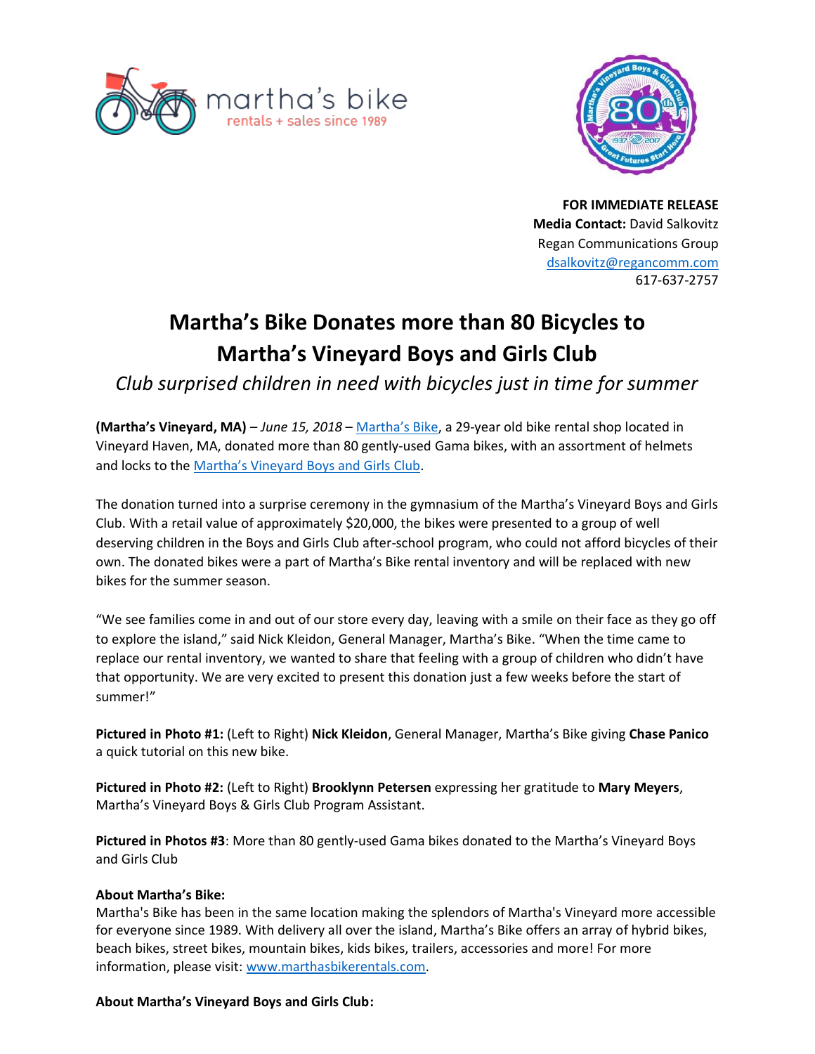martha's bike
rentals + sales since 1989

**FOR IMMEDIATE RELEASE**
**Media Contact:** David Salkovitz
Regan Communications Group
dsalkovitz@regancomm.com
617-637-2757

# Martha's Bike Donates more than 80 Bicycles to Martha's Vineyard Boys and Girls Club

*Club surprised children in need with bicycles just in time for summer*

**(Martha's Vineyard, MA)** – *June 15, 2018* – Martha's Bike, a 29-year old bike rental shop located in Vineyard Haven, MA, donated more than 80 gently-used Gama bikes, with an assortment of helmets and locks to the Martha's Vineyard Boys and Girls Club.

The donation turned into a surprise ceremony in the gymnasium of the Martha's Vineyard Boys and Girls Club. With a retail value of approximately $20,000, the bikes were presented to a group of well deserving children in the Boys and Girls Club after-school program, who could not afford bicycles of their own. The donated bikes were a part of Martha's Bike rental inventory and will be replaced with new bikes for the summer season.

"We see families come in and out of our store every day, leaving with a smile on their face as they go off to explore the island," said Nick Kleidon, General Manager, Martha's Bike. "When the time came to replace our rental inventory, we wanted to share that feeling with a group of children who didn't have that opportunity. We are very excited to present this donation just a few weeks before the start of summer!"

**Pictured in Photo #1:** (Left to Right) **Nick Kleidon**, General Manager, Martha's Bike giving **Chase Panico** a quick tutorial on this new bike.

**Pictured in Photo #2:** (Left to Right) **Brooklynn Petersen** expressing her gratitude to **Mary Meyers**, Martha's Vineyard Boys & Girls Club Program Assistant.

**Pictured in Photos #3**: More than 80 gently-used Gama bikes donated to the Martha's Vineyard Boys and Girls Club

**About Martha's Bike:**
Martha's Bike has been in the same location making the splendors of Martha's Vineyard more accessible for everyone since 1989. With delivery all over the island, Martha's Bike offers an array of hybrid bikes, beach bikes, street bikes, mountain bikes, kids bikes, trailers, accessories and more! For more information, please visit: www.marthasbikerentals.com.

**About Martha's Vineyard Boys and Girls Club:**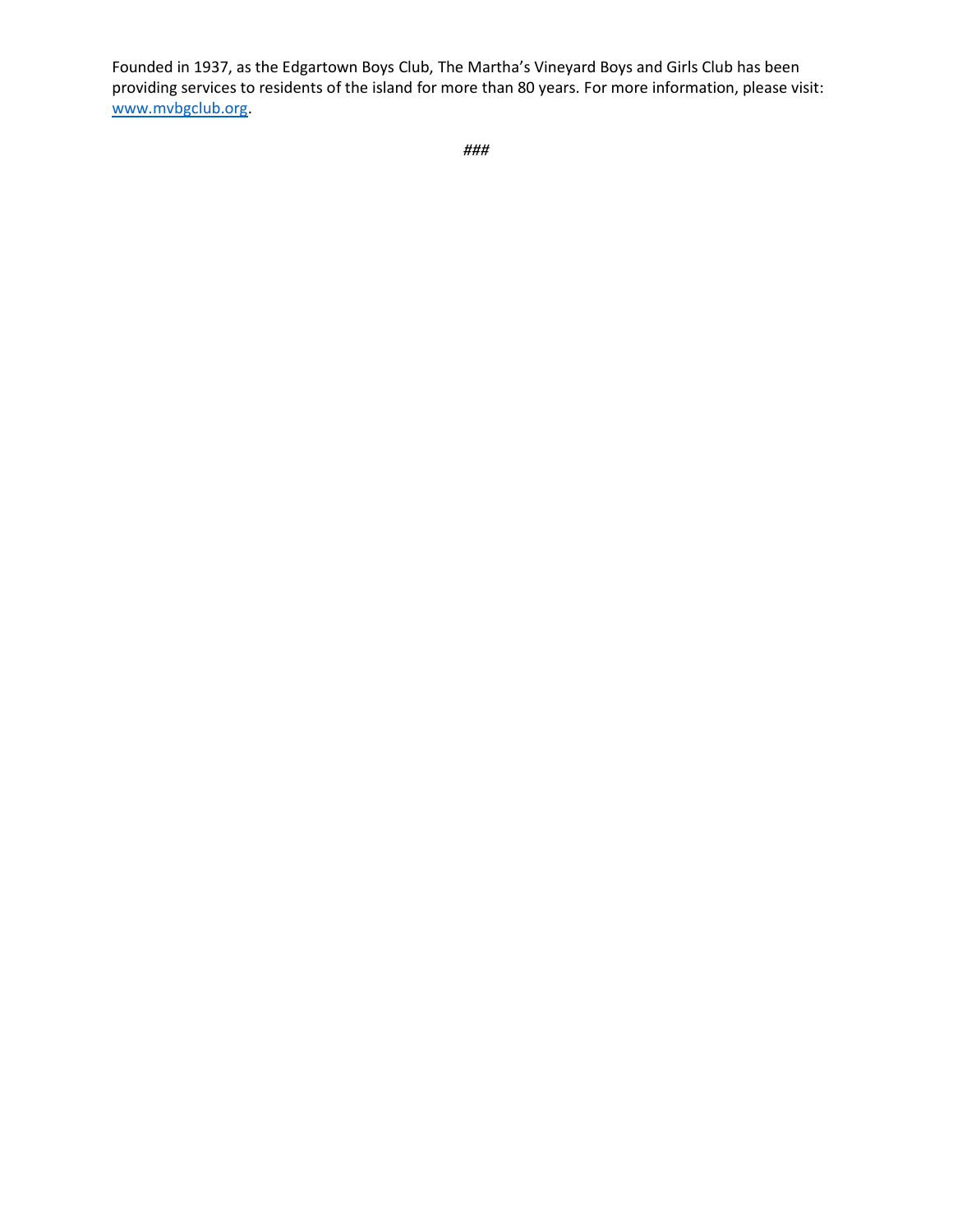Founded in 1937, as the Edgartown Boys Club, The Martha's Vineyard Boys and Girls Club has been providing services to residents of the island for more than 80 years. For more information, please visit: [www.mvbgclub.org](http://www.mvbgclub.org).

###